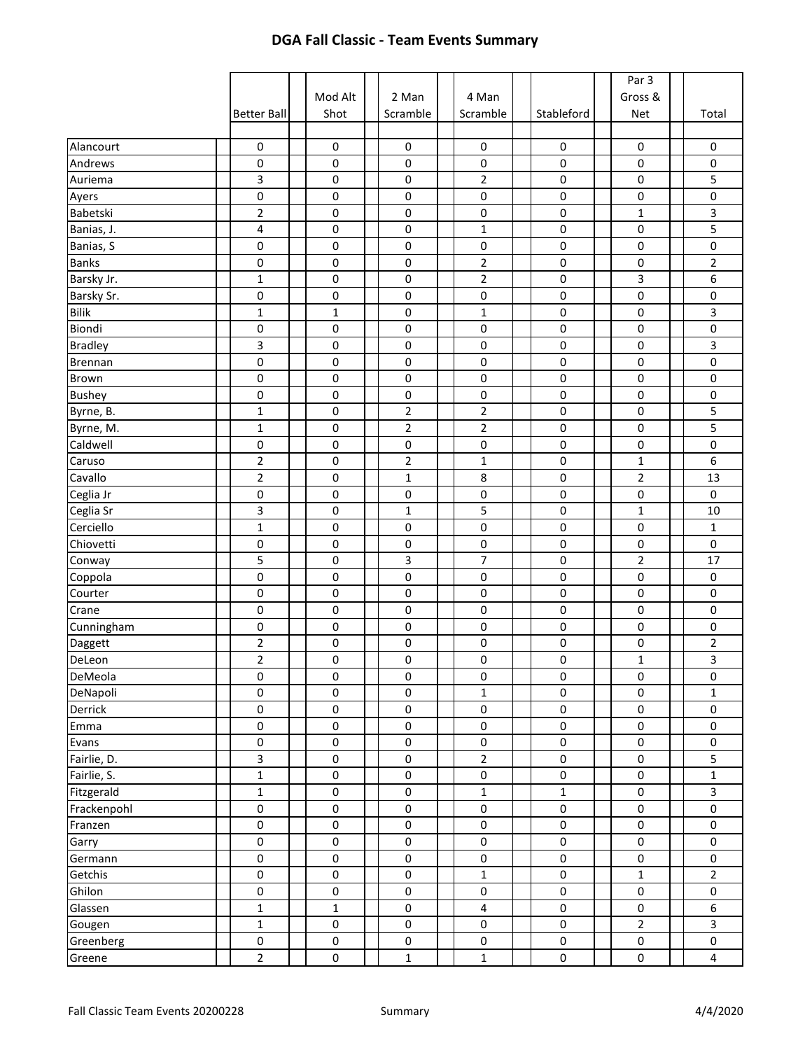# DGA Fall Classic - Team Events Summary

| | Better Ball | Mod Alt Shot | 2 Man Scramble | 4 Man Scramble | Stableford | Par 3 Gross & Net | Total |
|---|---|---|---|---|---|---|---|
| Alancourt | 0 | 0 | 0 | 0 | 0 | 0 | 0 |
| Andrews | 0 | 0 | 0 | 0 | 0 | 0 | 0 |
| Auriema | 3 | 0 | 0 | 2 | 0 | 0 | 5 |
| Ayers | 0 | 0 | 0 | 0 | 0 | 0 | 0 |
| Babetski | 2 | 0 | 0 | 0 | 0 | 1 | 3 |
| Banias, J. | 4 | 0 | 0 | 1 | 0 | 0 | 5 |
| Banias, S | 0 | 0 | 0 | 0 | 0 | 0 | 0 |
| Banks | 0 | 0 | 0 | 2 | 0 | 0 | 2 |
| Barsky Jr. | 1 | 0 | 0 | 2 | 0 | 3 | 6 |
| Barsky Sr. | 0 | 0 | 0 | 0 | 0 | 0 | 0 |
| Bilik | 1 | 1 | 0 | 1 | 0 | 0 | 3 |
| Biondi | 0 | 0 | 0 | 0 | 0 | 0 | 0 |
| Bradley | 3 | 0 | 0 | 0 | 0 | 0 | 3 |
| Brennan | 0 | 0 | 0 | 0 | 0 | 0 | 0 |
| Brown | 0 | 0 | 0 | 0 | 0 | 0 | 0 |
| Bushey | 0 | 0 | 0 | 0 | 0 | 0 | 0 |
| Byrne, B. | 1 | 0 | 2 | 2 | 0 | 0 | 5 |
| Byrne, M. | 1 | 0 | 2 | 2 | 0 | 0 | 5 |
| Caldwell | 0 | 0 | 0 | 0 | 0 | 0 | 0 |
| Caruso | 2 | 0 | 2 | 1 | 0 | 1 | 6 |
| Cavallo | 2 | 0 | 1 | 8 | 0 | 2 | 13 |
| Ceglia Jr | 0 | 0 | 0 | 0 | 0 | 0 | 0 |
| Ceglia Sr | 3 | 0 | 1 | 5 | 0 | 1 | 10 |
| Cerciello | 1 | 0 | 0 | 0 | 0 | 0 | 1 |
| Chiovetti | 0 | 0 | 0 | 0 | 0 | 0 | 0 |
| Conway | 5 | 0 | 3 | 7 | 0 | 2 | 17 |
| Coppola | 0 | 0 | 0 | 0 | 0 | 0 | 0 |
| Courter | 0 | 0 | 0 | 0 | 0 | 0 | 0 |
| Crane | 0 | 0 | 0 | 0 | 0 | 0 | 0 |
| Cunningham | 0 | 0 | 0 | 0 | 0 | 0 | 0 |
| Daggett | 2 | 0 | 0 | 0 | 0 | 0 | 2 |
| DeLeon | 2 | 0 | 0 | 0 | 0 | 1 | 3 |
| DeMeola | 0 | 0 | 0 | 0 | 0 | 0 | 0 |
| DeNapoli | 0 | 0 | 0 | 1 | 0 | 0 | 1 |
| Derrick | 0 | 0 | 0 | 0 | 0 | 0 | 0 |
| Emma | 0 | 0 | 0 | 0 | 0 | 0 | 0 |
| Evans | 0 | 0 | 0 | 0 | 0 | 0 | 0 |
| Fairlie, D. | 3 | 0 | 0 | 2 | 0 | 0 | 5 |
| Fairlie, S. | 1 | 0 | 0 | 0 | 0 | 0 | 1 |
| Fitzgerald | 1 | 0 | 0 | 1 | 1 | 0 | 3 |
| Frackenpohl | 0 | 0 | 0 | 0 | 0 | 0 | 0 |
| Franzen | 0 | 0 | 0 | 0 | 0 | 0 | 0 |
| Garry | 0 | 0 | 0 | 0 | 0 | 0 | 0 |
| Germann | 0 | 0 | 0 | 0 | 0 | 0 | 0 |
| Getchis | 0 | 0 | 0 | 1 | 0 | 1 | 2 |
| Ghilon | 0 | 0 | 0 | 0 | 0 | 0 | 0 |
| Glassen | 1 | 1 | 0 | 4 | 0 | 0 | 6 |
| Gougen | 1 | 0 | 0 | 0 | 0 | 2 | 3 |
| Greenberg | 0 | 0 | 0 | 0 | 0 | 0 | 0 |
| Greene | 2 | 0 | 1 | 1 | 0 | 0 | 4 |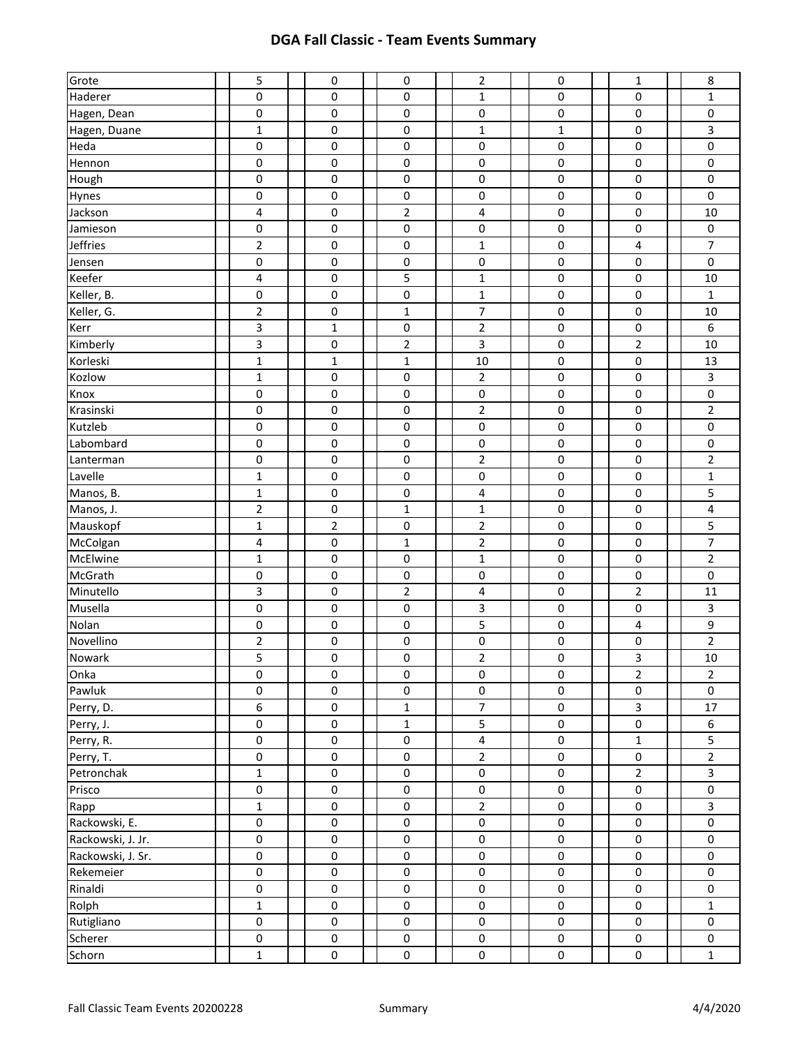## DGA Fall Classic - Team Events Summary

| | | | | | | | |
|---|---|---|---|---|---|---|---|
| Grote | 5 | 0 | 0 | 2 | 0 | 1 | 8 |
| Haderer | 0 | 0 | 0 | 1 | 0 | 0 | 1 |
| Hagen, Dean | 0 | 0 | 0 | 0 | 0 | 0 | 0 |
| Hagen, Duane | 1 | 0 | 0 | 1 | 1 | 0 | 3 |
| Heda | 0 | 0 | 0 | 0 | 0 | 0 | 0 |
| Hennon | 0 | 0 | 0 | 0 | 0 | 0 | 0 |
| Hough | 0 | 0 | 0 | 0 | 0 | 0 | 0 |
| Hynes | 0 | 0 | 0 | 0 | 0 | 0 | 0 |
| Jackson | 4 | 0 | 2 | 4 | 0 | 0 | 10 |
| Jamieson | 0 | 0 | 0 | 0 | 0 | 0 | 0 |
| Jeffries | 2 | 0 | 0 | 1 | 0 | 4 | 7 |
| Jensen | 0 | 0 | 0 | 0 | 0 | 0 | 0 |
| Keefer | 4 | 0 | 5 | 1 | 0 | 0 | 10 |
| Keller, B. | 0 | 0 | 0 | 1 | 0 | 0 | 1 |
| Keller, G. | 2 | 0 | 1 | 7 | 0 | 0 | 10 |
| Kerr | 3 | 1 | 0 | 2 | 0 | 0 | 6 |
| Kimberly | 3 | 0 | 2 | 3 | 0 | 2 | 10 |
| Korleski | 1 | 1 | 1 | 10 | 0 | 0 | 13 |
| Kozlow | 1 | 0 | 0 | 2 | 0 | 0 | 3 |
| Knox | 0 | 0 | 0 | 0 | 0 | 0 | 0 |
| Krasinski | 0 | 0 | 0 | 2 | 0 | 0 | 2 |
| Kutzleb | 0 | 0 | 0 | 0 | 0 | 0 | 0 |
| Labombard | 0 | 0 | 0 | 0 | 0 | 0 | 0 |
| Lanterman | 0 | 0 | 0 | 2 | 0 | 0 | 2 |
| Lavelle | 1 | 0 | 0 | 0 | 0 | 0 | 1 |
| Manos, B. | 1 | 0 | 0 | 4 | 0 | 0 | 5 |
| Manos, J. | 2 | 0 | 1 | 1 | 0 | 0 | 4 |
| Mauskopf | 1 | 2 | 0 | 2 | 0 | 0 | 5 |
| McColgan | 4 | 0 | 1 | 2 | 0 | 0 | 7 |
| McElwine | 1 | 0 | 0 | 1 | 0 | 0 | 2 |
| McGrath | 0 | 0 | 0 | 0 | 0 | 0 | 0 |
| Minutello | 3 | 0 | 2 | 4 | 0 | 2 | 11 |
| Musella | 0 | 0 | 0 | 3 | 0 | 0 | 3 |
| Nolan | 0 | 0 | 0 | 5 | 0 | 4 | 9 |
| Novellino | 2 | 0 | 0 | 0 | 0 | 0 | 2 |
| Nowark | 5 | 0 | 0 | 2 | 0 | 3 | 10 |
| Onka | 0 | 0 | 0 | 0 | 0 | 2 | 2 |
| Pawluk | 0 | 0 | 0 | 0 | 0 | 0 | 0 |
| Perry, D. | 6 | 0 | 1 | 7 | 0 | 3 | 17 |
| Perry, J. | 0 | 0 | 1 | 5 | 0 | 0 | 6 |
| Perry, R. | 0 | 0 | 0 | 4 | 0 | 1 | 5 |
| Perry, T. | 0 | 0 | 0 | 2 | 0 | 0 | 2 |
| Petronchak | 1 | 0 | 0 | 0 | 0 | 2 | 3 |
| Prisco | 0 | 0 | 0 | 0 | 0 | 0 | 0 |
| Rapp | 1 | 0 | 0 | 2 | 0 | 0 | 3 |
| Rackowski, E. | 0 | 0 | 0 | 0 | 0 | 0 | 0 |
| Rackowski, J. Jr. | 0 | 0 | 0 | 0 | 0 | 0 | 0 |
| Rackowski, J. Sr. | 0 | 0 | 0 | 0 | 0 | 0 | 0 |
| Rekemeier | 0 | 0 | 0 | 0 | 0 | 0 | 0 |
| Rinaldi | 0 | 0 | 0 | 0 | 0 | 0 | 0 |
| Rolph | 1 | 0 | 0 | 0 | 0 | 0 | 1 |
| Rutigliano | 0 | 0 | 0 | 0 | 0 | 0 | 0 |
| Scherer | 0 | 0 | 0 | 0 | 0 | 0 | 0 |
| Schorn | 1 | 0 | 0 | 0 | 0 | 0 | 1 |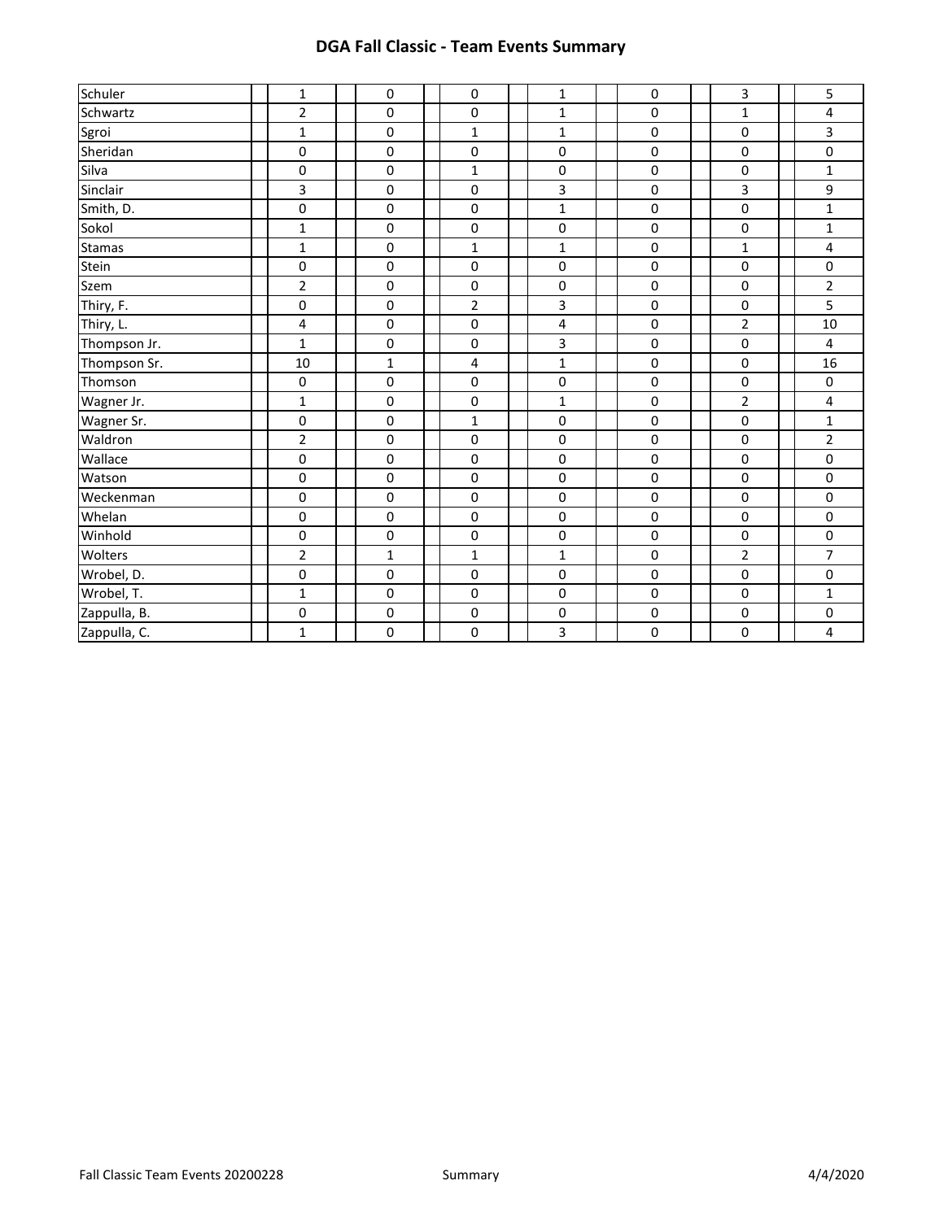# DGA Fall Classic - Team Events Summary

| | | | | | | | |
|---|---|---|---|---|---|---|---|
| Schuler | 1 | 0 | 0 | 1 | 0 | 3 | 5 |
| Schwartz | 2 | 0 | 0 | 1 | 0 | 1 | 4 |
| Sgroi | 1 | 0 | 1 | 1 | 0 | 0 | 3 |
| Sheridan | 0 | 0 | 0 | 0 | 0 | 0 | 0 |
| Silva | 0 | 0 | 1 | 0 | 0 | 0 | 1 |
| Sinclair | 3 | 0 | 0 | 3 | 0 | 3 | 9 |
| Smith, D. | 0 | 0 | 0 | 1 | 0 | 0 | 1 |
| Sokol | 1 | 0 | 0 | 0 | 0 | 0 | 1 |
| Stamas | 1 | 0 | 1 | 1 | 0 | 1 | 4 |
| Stein | 0 | 0 | 0 | 0 | 0 | 0 | 0 |
| Szem | 2 | 0 | 0 | 0 | 0 | 0 | 2 |
| Thiry, F. | 0 | 0 | 2 | 3 | 0 | 0 | 5 |
| Thiry, L. | 4 | 0 | 0 | 4 | 0 | 2 | 10 |
| Thompson Jr. | 1 | 0 | 0 | 3 | 0 | 0 | 4 |
| Thompson Sr. | 10 | 1 | 4 | 1 | 0 | 0 | 16 |
| Thomson | 0 | 0 | 0 | 0 | 0 | 0 | 0 |
| Wagner Jr. | 1 | 0 | 0 | 1 | 0 | 2 | 4 |
| Wagner Sr. | 0 | 0 | 1 | 0 | 0 | 0 | 1 |
| Waldron | 2 | 0 | 0 | 0 | 0 | 0 | 2 |
| Wallace | 0 | 0 | 0 | 0 | 0 | 0 | 0 |
| Watson | 0 | 0 | 0 | 0 | 0 | 0 | 0 |
| Weckenman | 0 | 0 | 0 | 0 | 0 | 0 | 0 |
| Whelan | 0 | 0 | 0 | 0 | 0 | 0 | 0 |
| Winhold | 0 | 0 | 0 | 0 | 0 | 0 | 0 |
| Wolters | 2 | 1 | 1 | 1 | 0 | 2 | 7 |
| Wrobel, D. | 0 | 0 | 0 | 0 | 0 | 0 | 0 |
| Wrobel, T. | 1 | 0 | 0 | 0 | 0 | 0 | 1 |
| Zappulla, B. | 0 | 0 | 0 | 0 | 0 | 0 | 0 |
| Zappulla, C. | 1 | 0 | 0 | 3 | 0 | 0 | 4 |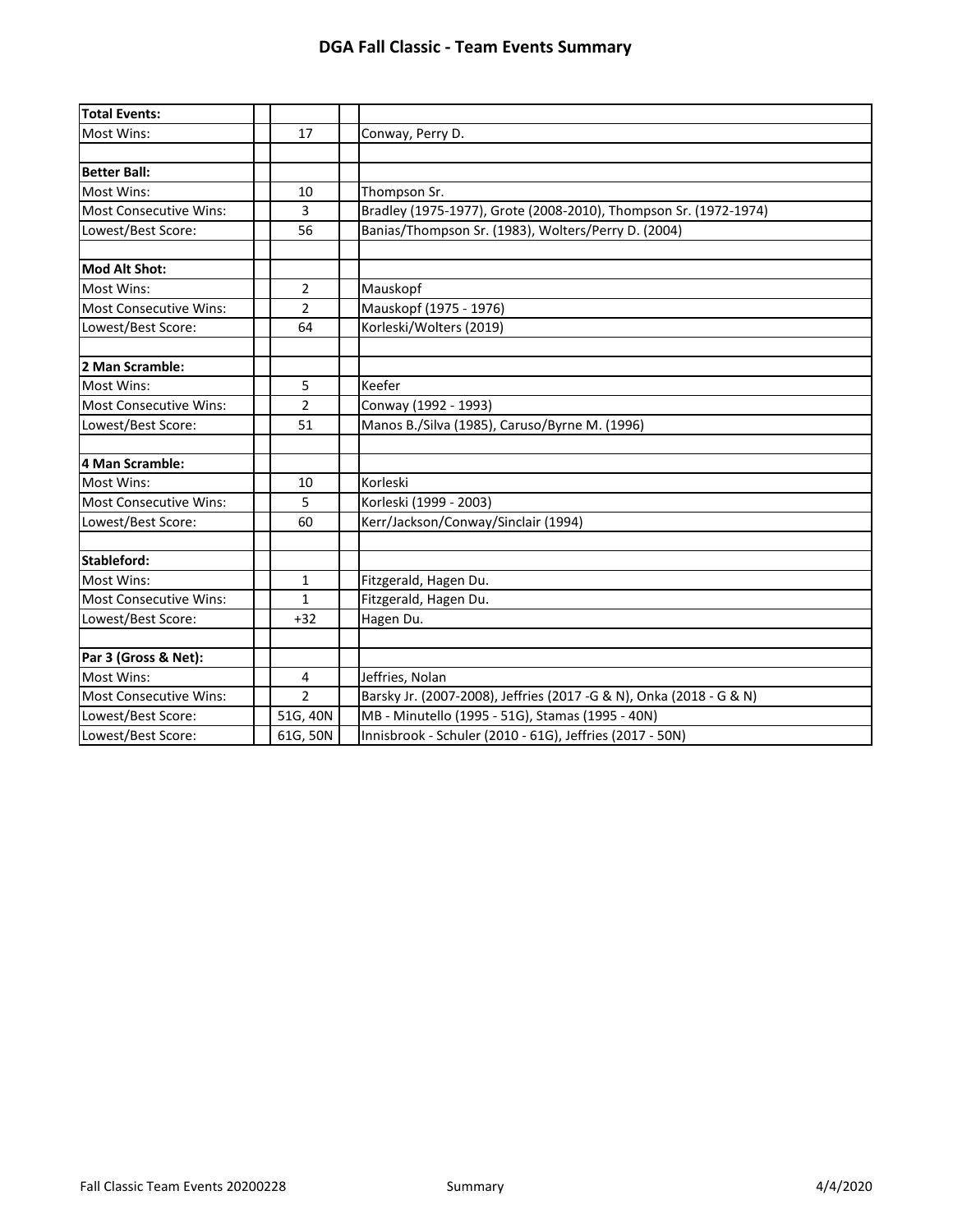# DGA Fall Classic - Team Events Summary

| | | |
|---|---|---|
| **Total Events:** | | |
| Most Wins: | 17 | Conway, Perry D. |
| | | |
| **Better Ball:** | | |
| Most Wins: | 10 | Thompson Sr. |
| Most Consecutive Wins: | 3 | Bradley (1975-1977), Grote (2008-2010), Thompson Sr. (1972-1974) |
| Lowest/Best Score: | 56 | Banias/Thompson Sr. (1983), Wolters/Perry D. (2004) |
| | | |
| **Mod Alt Shot:** | | |
| Most Wins: | 2 | Mauskopf |
| Most Consecutive Wins: | 2 | Mauskopf (1975 - 1976) |
| Lowest/Best Score: | 64 | Korleski/Wolters (2019) |
| | | |
| **2 Man Scramble:** | | |
| Most Wins: | 5 | Keefer |
| Most Consecutive Wins: | 2 | Conway (1992 - 1993) |
| Lowest/Best Score: | 51 | Manos B./Silva (1985), Caruso/Byrne M. (1996) |
| | | |
| **4 Man Scramble:** | | |
| Most Wins: | 10 | Korleski |
| Most Consecutive Wins: | 5 | Korleski (1999 - 2003) |
| Lowest/Best Score: | 60 | Kerr/Jackson/Conway/Sinclair (1994) |
| | | |
| **Stableford:** | | |
| Most Wins: | 1 | Fitzgerald, Hagen Du. |
| Most Consecutive Wins: | 1 | Fitzgerald, Hagen Du. |
| Lowest/Best Score: | +32 | Hagen Du. |
| | | |
| **Par 3 (Gross & Net):** | | |
| Most Wins: | 4 | Jeffries, Nolan |
| Most Consecutive Wins: | 2 | Barsky Jr. (2007-2008), Jeffries (2017 -G & N), Onka (2018 - G & N) |
| Lowest/Best Score: | 51G, 40N | MB - Minutello (1995 - 51G), Stamas (1995 - 40N) |
| Lowest/Best Score: | 61G, 50N | Innisbrook - Schuler (2010 - 61G), Jeffries (2017 - 50N) |